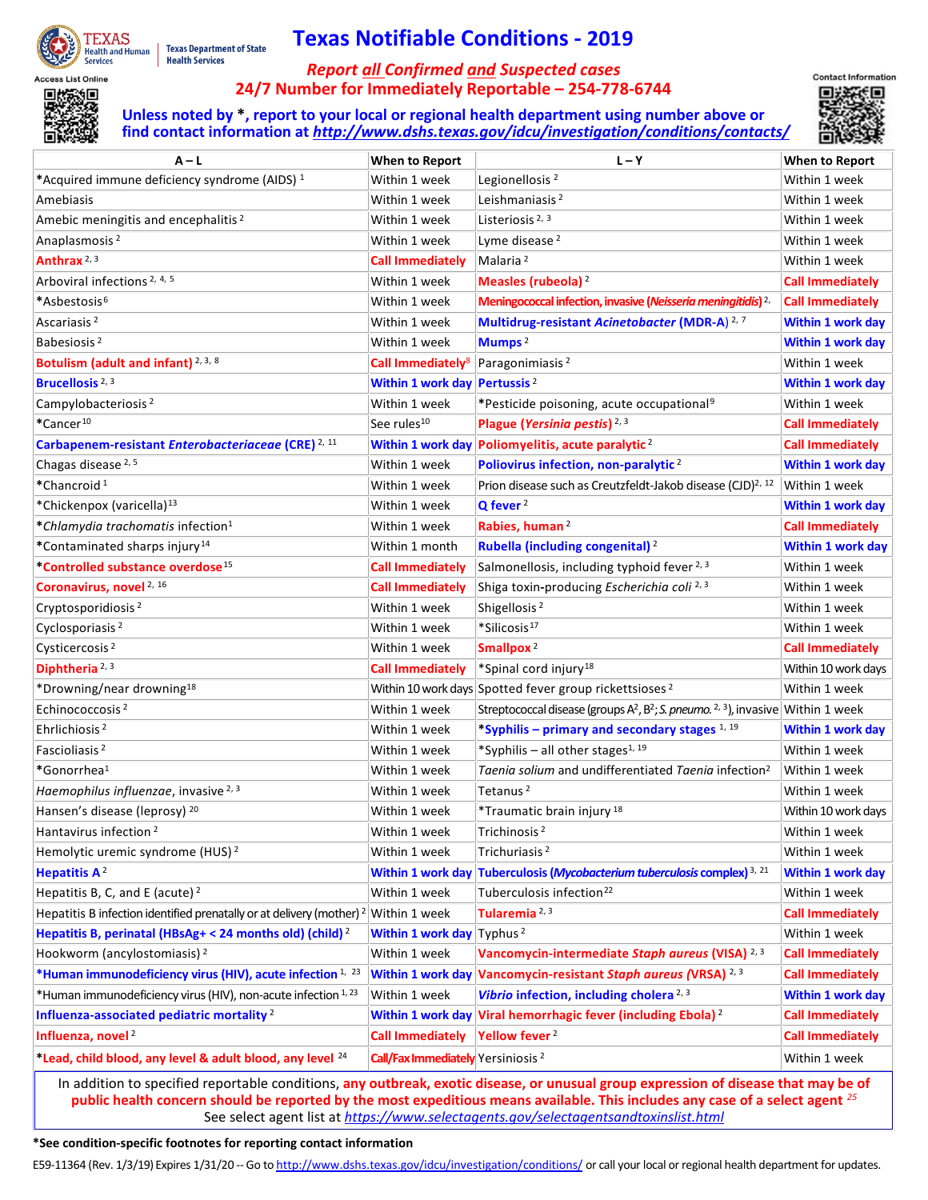Texas Health and Human Services | Texas Department of State Health Services

Access List Online

# Texas Notifiable Conditions - 2019

**Report *all* Confirmed *and* Suspected cases**

**24/7 Number for Immediately Reportable – 254-778-6744**

**Unless noted by *, report to your local or regional health department using number above or find contact information at http://www.dshs.texas.gov/idcu/investigation/conditions/contacts/**

Contact Information

| A – L | When to Report | L – Y | When to Report |
|---|---|---|---|
| *Acquired immune deficiency syndrome (AIDS) [1] | Within 1 week | Legionellosis [2] | Within 1 week |
| Amebiasis | Within 1 week | Leishmaniasis [2] | Within 1 week |
| Amebic meningitis and encephalitis [2] | Within 1 week | Listeriosis [2, 3] | Within 1 week |
| Anaplasmosis [2] | Within 1 week | Lyme disease [2] | Within 1 week |
| **Anthrax** [2, 3] | **Call Immediately** | Malaria [2] | Within 1 week |
| Arboviral infections [2, 4, 5] | Within 1 week | **Measles (rubeola)** [2] | **Call Immediately** |
| *Asbestosis [6] | Within 1 week | **Meningococcal infection, invasive (*Neisseria meningitidis*)** [2] | **Call Immediately** |
| Ascariasis [2] | Within 1 week | **Multidrug-resistant *Acinetobacter* (MDR-A)** [2, 7] | **Within 1 work day** |
| Babesiosis [2] | Within 1 week | **Mumps** [2] | **Within 1 work day** |
| **Botulism (adult and infant)** [2, 3, 8] | **Call Immediately** [8] | Paragonimiasis [2] | Within 1 week |
| **Brucellosis** [2, 3] | **Within 1 work day** | **Pertussis** [2] | **Within 1 work day** |
| Campylobacteriosis [2] | Within 1 week | *Pesticide poisoning, acute occupational [9] | Within 1 week |
| *Cancer [10] | See rules [10] | **Plague (*Yersinia pestis*)** [2, 3] | **Call Immediately** |
| **Carbapenem-resistant *Enterobacteriaceae* (CRE)** [2, 11] | **Within 1 work day** | **Poliomyelitis, acute paralytic** [2] | **Call Immediately** |
| Chagas disease [2, 5] | Within 1 week | **Poliovirus infection, non-paralytic** [2] | **Within 1 work day** |
| *Chancroid [1] | Within 1 week | Prion disease such as Creutzfeldt-Jakob disease (CJD) [2, 12] | Within 1 week |
| *Chickenpox (varicella) [13] | Within 1 week | **Q fever** [2] | **Within 1 work day** |
| **Chlamydia trachomatis* infection [1] | Within 1 week | **Rabies, human** [2] | **Call Immediately** |
| *Contaminated sharps injury [14] | Within 1 month | **Rubella (including congenital)** [2] | **Within 1 work day** |
| ***Controlled substance overdose** [15] | **Call Immediately** | Salmonellosis, including typhoid fever [2, 3] | Within 1 week |
| **Coronavirus, novel** [2, 16] | **Call Immediately** | Shiga toxin-producing *Escherichia coli* [2, 3] | Within 1 week |
| Cryptosporidiosis [2] | Within 1 week | Shigellosis [2] | Within 1 week |
| Cyclosporiasis [2] | Within 1 week | *Silicosis [17] | Within 1 week |
| Cysticercosis [2] | Within 1 week | **Smallpox** [2] | **Call Immediately** |
| **Diphtheria** [2, 3] | **Call Immediately** | *Spinal cord injury [18] | Within 10 work days |
| *Drowning/near drowning [18] | Within 10 work days | Spotted fever group rickettsioses [2] | Within 1 week |
| Echinococcosis [2] | Within 1 week | Streptococcal disease (groups A [2], B [2]; *S. pneumo.* [2, 3]), invasive | Within 1 week |
| Ehrlichiosis [2] | Within 1 week | ***Syphilis – primary and secondary stages** [1, 19] | **Within 1 work day** |
| Fascioliasis [2] | Within 1 week | *Syphilis – all other stages [1, 19] | Within 1 week |
| *Gonorrhea [1] | Within 1 week | *Taenia solium* and undifferentiated *Taenia* infection [2] | Within 1 week |
| *Haemophilus influenzae*, invasive [2, 3] | Within 1 week | Tetanus [2] | Within 1 week |
| Hansen's disease (leprosy) [20] | Within 1 week | *Traumatic brain injury [18] | Within 10 work days |
| Hantavirus infection [2] | Within 1 week | Trichinosis [2] | Within 1 week |
| Hemolytic uremic syndrome (HUS) [2] | Within 1 week | Trichuriasis [2] | Within 1 week |
| **Hepatitis A** [2] | **Within 1 work day** | **Tuberculosis (*Mycobacterium tuberculosis* complex)** [3, 21] | **Within 1 work day** |
| Hepatitis B, C, and E (acute) [2] | Within 1 week | Tuberculosis infection [22] | Within 1 week |
| Hepatitis B infection identified prenatally or at delivery (mother) [2] | Within 1 week | **Tularemia** [2, 3] | **Call Immediately** |
| **Hepatitis B, perinatal (HBsAg+ < 24 months old) (child)** [2] | **Within 1 work day** | Typhus [2] | Within 1 week |
| Hookworm (ancylostomiasis) [2] | Within 1 week | **Vancomycin-intermediate *Staph aureus* (VISA)** [2, 3] | **Call Immediately** |
| ***Human immunodeficiency virus (HIV), acute infection** [1, 23] | **Within 1 work day** | **Vancomycin-resistant *Staph aureus* (VRSA)** [2, 3] | **Call Immediately** |
| *Human immunodeficiency virus (HIV), non-acute infection [1, 23] | Within 1 week | ***Vibrio* infection, including cholera** [2, 3] | **Within 1 work day** |
| **Influenza-associated pediatric mortality** [2] | **Within 1 work day** | **Viral hemorrhagic fever (including Ebola)** [2] | **Call Immediately** |
| **Influenza, novel** [2] | **Call Immediately** | **Yellow fever** [2] | **Call Immediately** |
| ***Lead, child blood, any level & adult blood, any level** [24] | **Call/Fax Immediately** | Yersiniosis [2] | Within 1 week |

In addition to specified reportable conditions, **any outbreak, exotic disease, or unusual group expression of disease that may be of public health concern should be reported by the most expeditious means available. This includes any case of a select agent** [25]
See select agent list at https://www.selectagents.gov/selectagentsandtoxinslist.html

***See condition-specific footnotes for reporting contact information**

E59-11364 (Rev. 1/3/19) Expires 1/31/20 -- Go to http://www.dshs.texas.gov/idcu/investigation/conditions/ or call your local or regional health department for updates.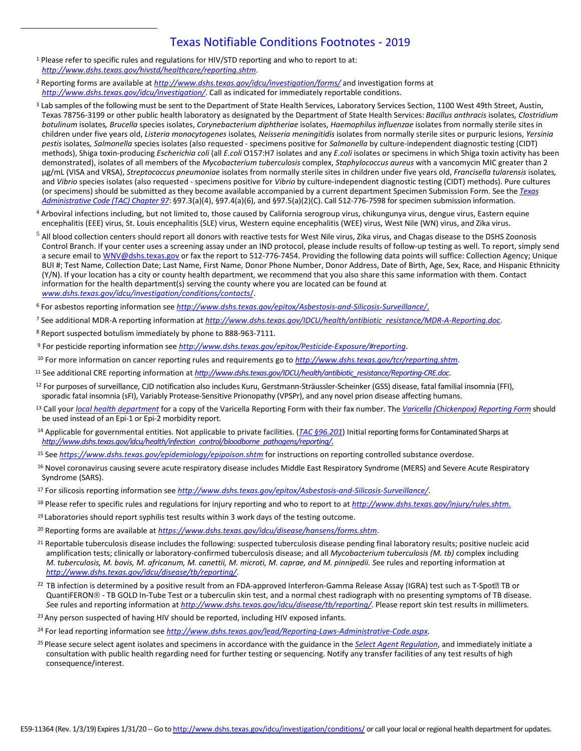# Texas Notifiable Conditions Footnotes - 2019

[1] Please refer to specific rules and regulations for HIV/STD reporting and who to report to at: *http://www.dshs.texas.gov/hivstd/healthcare/reporting.shtm*.

[2] Reporting forms are available at *http://www.dshs.texas.gov/idcu/investigation/forms/* and investigation forms at *http://www.dshs.texas.gov/idcu/investigation/*. Call as indicated for immediately reportable conditions.

[3] Lab samples of the following must be sent to the Department of State Health Services, Laboratory Services Section, 1100 West 49th Street, Austin, Texas 78756-3199 or other public health laboratory as designated by the Department of State Health Services: *Bacillus anthracis* isolates*, Clostridium botulinum* isolates*, Brucella* species isolates, *Corynebacterium diphtheriae* isolates, *Haemophilus influenzae* isolates from normally sterile sites in children under five years old, *Listeria monocytogenes* isolates*, Neisseria meningitidis* isolates from normally sterile sites or purpuric lesions, *Yersinia pestis* isolates*, Salmonella* species isolates (also requested - specimens positive for *Salmonella* by culture-independent diagnostic testing (CIDT) methods), Shiga toxin-producing *Escherichia coli* (all *E.coli* O157:H7 isolates and any *E.coli* isolates or specimens in which Shiga toxin activity has been demonstrated), isolates of all members of the *Mycobacterium tuberculosis* complex, *Staphylococcus aureus* with a vancomycin MIC greater than 2 µg/mL (VISA and VRSA), *Streptococcus pneumoniae* isolates from normally sterile sites in children under five years old, *Francisella tularensis* isolates*,* and *Vibrio* species isolates (also requested - specimens positive for *Vibrio* by culture-independent diagnostic testing (CIDT) methods). Pure cultures (or specimens) should be submitted as they become available accompanied by a current department Specimen Submission Form. See the *Texas Administrative Code (TAC) Chapter 97*: §97.3(a)(4), §97.4(a)(6), and §97.5(a)(2)(C). Call 512-776-7598 for specimen submission information.

[4] Arboviral infections including, but not limited to, those caused by California serogroup virus, chikungunya virus, dengue virus, Eastern equine encephalitis (EEE) virus, St. Louis encephalitis (SLE) virus, Western equine encephalitis (WEE) virus, West Nile (WN) virus, and Zika virus.

[5] All blood collection centers should report all donors with reactive tests for West Nile virus, Zika virus, and Chagas disease to the DSHS Zoonosis Control Branch. If your center uses a screening assay under an IND protocol, please include results of follow-up testing as well. To report, simply send a secure email to WNV@dshs.texas.gov or fax the report to 512-776-7454. Providing the following data points will suffice: Collection Agency; Unique BUI #; Test Name, Collection Date; Last Name, First Name, Donor Phone Number, Donor Address, Date of Birth, Age, Sex, Race, and Hispanic Ethnicity (Y/N). If your location has a city or county health department, we recommend that you also share this same information with them. Contact information for the health department(s) serving the county where you are located can be found at *www.dshs.texas.gov/idcu/investigation/conditions/contacts/*.

[6] For asbestos reporting information see *http://www.dshs.texas.gov/epitox/Asbestosis-and-Silicosis-Surveillance/.*

[7] See additional MDR-A reporting information at *http://www.dshs.texas.gov/IDCU/health/antibiotic_resistance/MDR-A-Reporting.doc*.

[8] Report suspected botulism immediately by phone to 888-963-7111.

[9] For pesticide reporting information see *http://www.dshs.texas.gov/epitox/Pesticide-Exposure/#reporting*.

[10] For more information on cancer reporting rules and requirements go to *http://www.dshs.texas.gov/tcr/reporting.shtm*.

[11] See additional CRE reporting information at *http://www.dshs.texas.gov/IDCU/health/antibiotic_resistance/Reporting-CRE.doc*.

[12] For purposes of surveillance, CJD notification also includes Kuru, Gerstmann-Sträussler-Scheinker (GSS) disease, fatal familial insomnia (FFI), sporadic fatal insomnia (sFI), Variably Protease-Sensitive Prionopathy (VPSPr), and any novel prion disease affecting humans.

[13] Call your *local health department* for a copy of the Varicella Reporting Form with their fax number. The *Varicella (Chickenpox) Reporting Form* should be used instead of an Epi-1 or Epi-2 morbidity report.

[14] Applicable for governmental entities. Not applicable to private facilities. (*TAC §96.201*) Initial reporting forms for Contaminated Sharps at *http://www.dshs.texas.gov/idcu/health/infection_control/bloodborne_pathogens/reporting/*.

[15] See *https://www.dshs.texas.gov/epidemiology/epipoison.shtm* for instructions on reporting controlled substance overdose.

[16] Novel coronavirus causing severe acute respiratory disease includes Middle East Respiratory Syndrome (MERS) and Severe Acute Respiratory Syndrome (SARS).

[17] For silicosis reporting information see *http://www.dshs.texas.gov/epitox/Asbestosis-and-Silicosis-Surveillance/*.

[18] Please refer to specific rules and regulations for injury reporting and who to report to at *http://www.dshs.texas.gov/injury/rules.shtm.*

[19] Laboratories should report syphilis test results within 3 work days of the testing outcome.

[20] Reporting forms are available at *https://www.dshs.texas.gov/idcu/disease/hansens/forms.shtm*.

[21] Reportable tuberculosis disease includes the following: suspected tuberculosis disease pending final laboratory results; positive nucleic acid amplification tests; clinically or laboratory-confirmed tuberculosis disease; and all *Mycobacterium tuberculosis (M. tb)* complex including *M. tuberculosis, M. bovis, M. africanum, M. canettii, M. microti, M. caprae, and M. pinnipedii.* See rules and reporting information at *http://www.dshs.texas.gov/idcu/disease/tb/reporting/*.

[22] TB infection is determined by a positive result from an FDA-approved Interferon-Gamma Release Assay (IGRA) test such as T-Spot TB or QuantiFERON® - TB GOLD In-Tube Test or a tuberculin skin test, and a normal chest radiograph with no presenting symptoms of TB disease. See rules and reporting information at *http://www.dshs.texas.gov/idcu/disease/tb/reporting/*. Please report skin test results in millimeters.

[23] Any person suspected of having HIV should be reported, including HIV exposed infants.

[24] For lead reporting information see *http://www.dshs.texas.gov/lead/Reporting-Laws-Administrative-Code.aspx*.

[25] Please secure select agent isolates and specimens in accordance with the guidance in the *Select Agent Regulation*, and immediately initiate a consultation with public health regarding need for further testing or sequencing. Notify any transfer facilities of any test results of high consequence/interest.

E59-11364 (Rev. 1/3/19) Expires 1/31/20 -- Go to http://www.dshs.texas.gov/idcu/investigation/conditions/ or call your local or regional health department for updates.